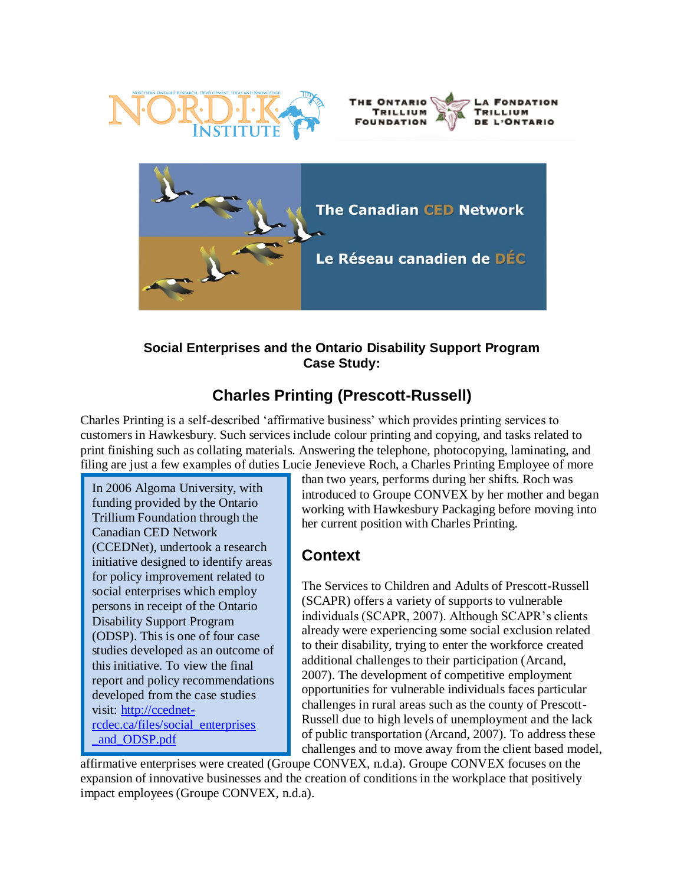**Social Enterprises and the Ontario Disability Support Program Case Study:**

## Charles Printing (Prescott-Russell)

Charles Printing is a self-described 'affirmative business' which provides printing services to customers in Hawkesbury. Such services include colour printing and copying, and tasks related to print finishing such as collating materials. Answering the telephone, photocopying, laminating, and filing are just a few examples of duties Lucie Jenevieve Roch, a Charles Printing Employee of more than two years, performs during her shifts. Roch was introduced to Groupe CONVEX by her mother and began working with Hawkesbury Packaging before moving into her current position with Charles Printing.

> In 2006 Algoma University, with funding provided by the Ontario Trillium Foundation through the Canadian CED Network (CCEDNet), undertook a research initiative designed to identify areas for policy improvement related to social enterprises which employ persons in receipt of the Ontario Disability Support Program (ODSP). This is one of four case studies developed as an outcome of this initiative. To view the final report and policy recommendations developed from the case studies visit: [http://ccednet-rcdec.ca/files/social_enterprises_and_ODSP.pdf](http://ccednet-rcdec.ca/files/social_enterprises_and_ODSP.pdf)

## Context

The Services to Children and Adults of Prescott-Russell (SCAPR) offers a variety of supports to vulnerable individuals (SCAPR, 2007). Although SCAPR's clients already were experiencing some social exclusion related to their disability, trying to enter the workforce created additional challenges to their participation (Arcand, 2007). The development of competitive employment opportunities for vulnerable individuals faces particular challenges in rural areas such as the county of Prescott-Russell due to high levels of unemployment and the lack of public transportation (Arcand, 2007). To address these challenges and to move away from the client based model, affirmative enterprises were created (Groupe CONVEX, n.d.a). Groupe CONVEX focuses on the expansion of innovative businesses and the creation of conditions in the workplace that positively impact employees (Groupe CONVEX, n.d.a).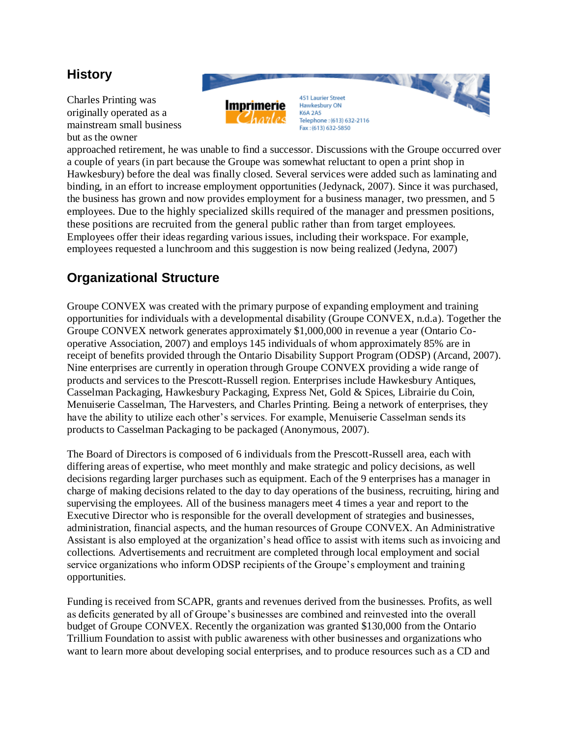## History

Charles Printing was originally operated as a mainstream small business but as the owner approached retirement, he was unable to find a successor. Discussions with the Groupe occurred over a couple of years (in part because the Groupe was somewhat reluctant to open a print shop in Hawkesbury) before the deal was finally closed. Several services were added such as laminating and binding, in an effort to increase employment opportunities (Jedynack, 2007). Since it was purchased, the business has grown and now provides employment for a business manager, two pressmen, and 5 employees. Due to the highly specialized skills required of the manager and pressmen positions, these positions are recruited from the general public rather than from target employees. Employees offer their ideas regarding various issues, including their workspace. For example, employees requested a lunchroom and this suggestion is now being realized (Jedyna, 2007)

Imprimerie Charles
451 Laurier Street
Hawkesbury ON
K6A 2A5
Telephone : (613) 632-2116
Fax : (613) 632-5850

## Organizational Structure

Groupe CONVEX was created with the primary purpose of expanding employment and training opportunities for individuals with a developmental disability (Groupe CONVEX, n.d.a). Together the Groupe CONVEX network generates approximately $1,000,000 in revenue a year (Ontario Co-operative Association, 2007) and employs 145 individuals of whom approximately 85% are in receipt of benefits provided through the Ontario Disability Support Program (ODSP) (Arcand, 2007). Nine enterprises are currently in operation through Groupe CONVEX providing a wide range of products and services to the Prescott-Russell region. Enterprises include Hawkesbury Antiques, Casselman Packaging, Hawkesbury Packaging, Express Net, Gold & Spices, Librairie du Coin, Menuiserie Casselman, The Harvesters, and Charles Printing. Being a network of enterprises, they have the ability to utilize each other's services. For example, Menuiserie Casselman sends its products to Casselman Packaging to be packaged (Anonymous, 2007).

The Board of Directors is composed of 6 individuals from the Prescott-Russell area, each with differing areas of expertise, who meet monthly and make strategic and policy decisions, as well decisions regarding larger purchases such as equipment. Each of the 9 enterprises has a manager in charge of making decisions related to the day to day operations of the business, recruiting, hiring and supervising the employees. All of the business managers meet 4 times a year and report to the Executive Director who is responsible for the overall development of strategies and businesses, administration, financial aspects, and the human resources of Groupe CONVEX. An Administrative Assistant is also employed at the organization's head office to assist with items such as invoicing and collections. Advertisements and recruitment are completed through local employment and social service organizations who inform ODSP recipients of the Groupe's employment and training opportunities.

Funding is received from SCAPR, grants and revenues derived from the businesses. Profits, as well as deficits generated by all of Groupe's businesses are combined and reinvested into the overall budget of Groupe CONVEX. Recently the organization was granted $130,000 from the Ontario Trillium Foundation to assist with public awareness with other businesses and organizations who want to learn more about developing social enterprises, and to produce resources such as a CD and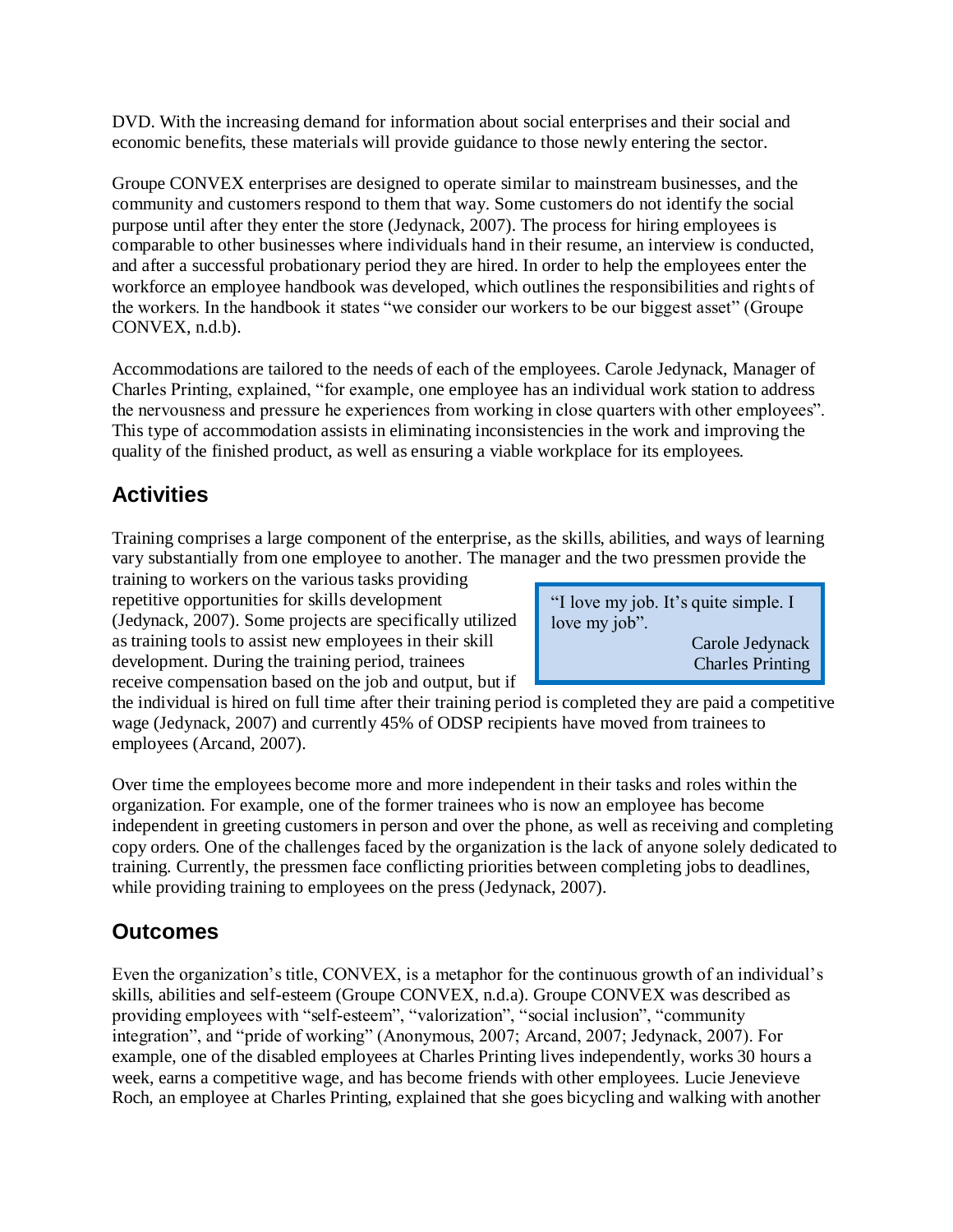DVD. With the increasing demand for information about social enterprises and their social and economic benefits, these materials will provide guidance to those newly entering the sector.

Groupe CONVEX enterprises are designed to operate similar to mainstream businesses, and the community and customers respond to them that way. Some customers do not identify the social purpose until after they enter the store (Jedynack, 2007). The process for hiring employees is comparable to other businesses where individuals hand in their resume, an interview is conducted, and after a successful probationary period they are hired. In order to help the employees enter the workforce an employee handbook was developed, which outlines the responsibilities and rights of the workers. In the handbook it states "we consider our workers to be our biggest asset" (Groupe CONVEX, n.d.b).

Accommodations are tailored to the needs of each of the employees. Carole Jedynack, Manager of Charles Printing, explained, "for example, one employee has an individual work station to address the nervousness and pressure he experiences from working in close quarters with other employees". This type of accommodation assists in eliminating inconsistencies in the work and improving the quality of the finished product, as well as ensuring a viable workplace for its employees.

## Activities

Training comprises a large component of the enterprise, as the skills, abilities, and ways of learning vary substantially from one employee to another. The manager and the two pressmen provide the training to workers on the various tasks providing repetitive opportunities for skills development (Jedynack, 2007). Some projects are specifically utilized as training tools to assist new employees in their skill development. During the training period, trainees receive compensation based on the job and output, but if the individual is hired on full time after their training period is completed they are paid a competitive wage (Jedynack, 2007) and currently 45% of ODSP recipients have moved from trainees to employees (Arcand, 2007).

> "I love my job. It's quite simple. I love my job".
>
> Carole Jedynack
> Charles Printing

Over time the employees become more and more independent in their tasks and roles within the organization. For example, one of the former trainees who is now an employee has become independent in greeting customers in person and over the phone, as well as receiving and completing copy orders. One of the challenges faced by the organization is the lack of anyone solely dedicated to training. Currently, the pressmen face conflicting priorities between completing jobs to deadlines, while providing training to employees on the press (Jedynack, 2007).

## Outcomes

Even the organization's title, CONVEX, is a metaphor for the continuous growth of an individual's skills, abilities and self-esteem (Groupe CONVEX, n.d.a). Groupe CONVEX was described as providing employees with "self-esteem", "valorization", "social inclusion", "community integration", and "pride of working" (Anonymous, 2007; Arcand, 2007; Jedynack, 2007). For example, one of the disabled employees at Charles Printing lives independently, works 30 hours a week, earns a competitive wage, and has become friends with other employees. Lucie Jenevieve Roch, an employee at Charles Printing, explained that she goes bicycling and walking with another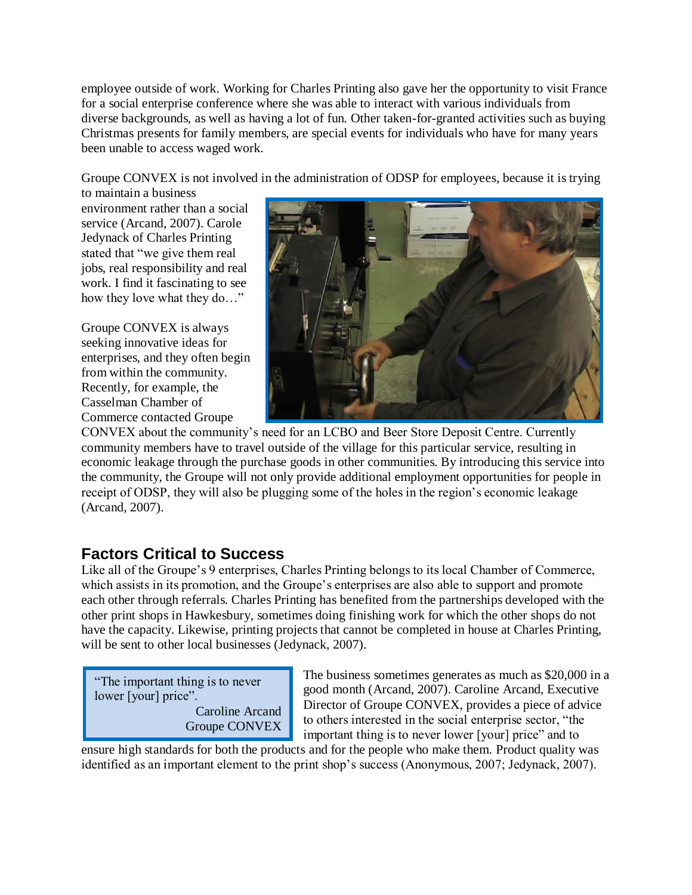employee outside of work. Working for Charles Printing also gave her the opportunity to visit France for a social enterprise conference where she was able to interact with various individuals from diverse backgrounds, as well as having a lot of fun. Other taken-for-granted activities such as buying Christmas presents for family members, are special events for individuals who have for many years been unable to access waged work.

Groupe CONVEX is not involved in the administration of ODSP for employees, because it is trying to maintain a business environment rather than a social service (Arcand, 2007). Carole Jedynack of Charles Printing stated that "we give them real jobs, real responsibility and real work. I find it fascinating to see how they love what they do…"

Groupe CONVEX is always seeking innovative ideas for enterprises, and they often begin from within the community. Recently, for example, the Casselman Chamber of Commerce contacted Groupe CONVEX about the community's need for an LCBO and Beer Store Deposit Centre. Currently community members have to travel outside of the village for this particular service, resulting in economic leakage through the purchase goods in other communities. By introducing this service into the community, the Groupe will not only provide additional employment opportunities for people in receipt of ODSP, they will also be plugging some of the holes in the region's economic leakage (Arcand, 2007).

## Factors Critical to Success

Like all of the Groupe's 9 enterprises, Charles Printing belongs to its local Chamber of Commerce, which assists in its promotion, and the Groupe's enterprises are also able to support and promote each other through referrals. Charles Printing has benefited from the partnerships developed with the other print shops in Hawkesbury, sometimes doing finishing work for which the other shops do not have the capacity. Likewise, printing projects that cannot be completed in house at Charles Printing, will be sent to other local businesses (Jedynack, 2007).

> "The important thing is to never lower [your] price".
>
> Caroline Arcand
> Groupe CONVEX

The business sometimes generates as much as $20,000 in a good month (Arcand, 2007). Caroline Arcand, Executive Director of Groupe CONVEX, provides a piece of advice to others interested in the social enterprise sector, "the important thing is to never lower [your] price" and to ensure high standards for both the products and for the people who make them. Product quality was identified as an important element to the print shop's success (Anonymous, 2007; Jedynack, 2007).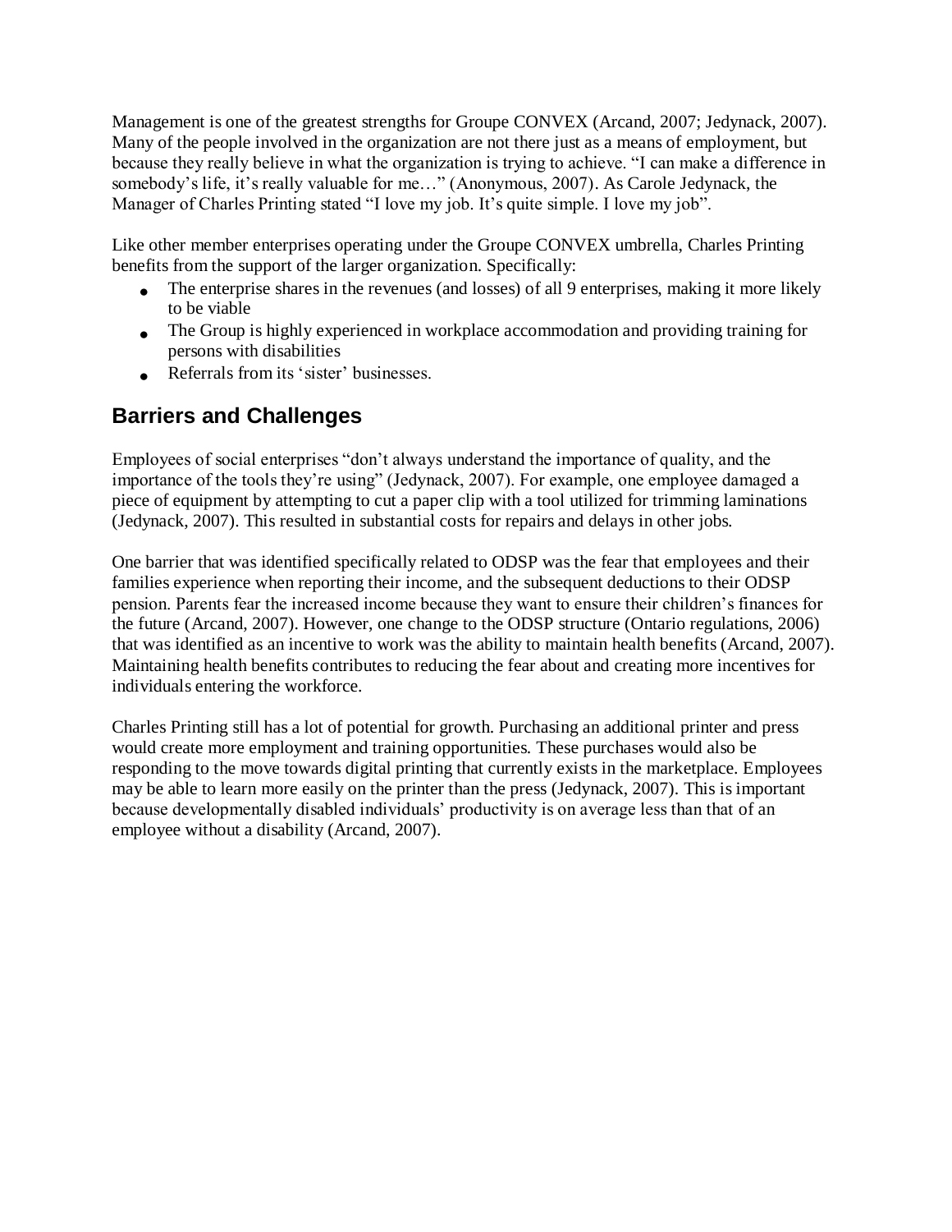Management is one of the greatest strengths for Groupe CONVEX (Arcand, 2007; Jedynack, 2007). Many of the people involved in the organization are not there just as a means of employment, but because they really believe in what the organization is trying to achieve. "I can make a difference in somebody's life, it's really valuable for me…" (Anonymous, 2007). As Carole Jedynack, the Manager of Charles Printing stated "I love my job. It's quite simple. I love my job".

Like other member enterprises operating under the Groupe CONVEX umbrella, Charles Printing benefits from the support of the larger organization. Specifically:

- The enterprise shares in the revenues (and losses) of all 9 enterprises, making it more likely to be viable
- The Group is highly experienced in workplace accommodation and providing training for persons with disabilities
- Referrals from its 'sister' businesses.

## Barriers and Challenges

Employees of social enterprises "don't always understand the importance of quality, and the importance of the tools they're using" (Jedynack, 2007). For example, one employee damaged a piece of equipment by attempting to cut a paper clip with a tool utilized for trimming laminations (Jedynack, 2007). This resulted in substantial costs for repairs and delays in other jobs.

One barrier that was identified specifically related to ODSP was the fear that employees and their families experience when reporting their income, and the subsequent deductions to their ODSP pension. Parents fear the increased income because they want to ensure their children's finances for the future (Arcand, 2007). However, one change to the ODSP structure (Ontario regulations, 2006) that was identified as an incentive to work was the ability to maintain health benefits (Arcand, 2007). Maintaining health benefits contributes to reducing the fear about and creating more incentives for individuals entering the workforce.

Charles Printing still has a lot of potential for growth. Purchasing an additional printer and press would create more employment and training opportunities. These purchases would also be responding to the move towards digital printing that currently exists in the marketplace. Employees may be able to learn more easily on the printer than the press (Jedynack, 2007). This is important because developmentally disabled individuals' productivity is on average less than that of an employee without a disability (Arcand, 2007).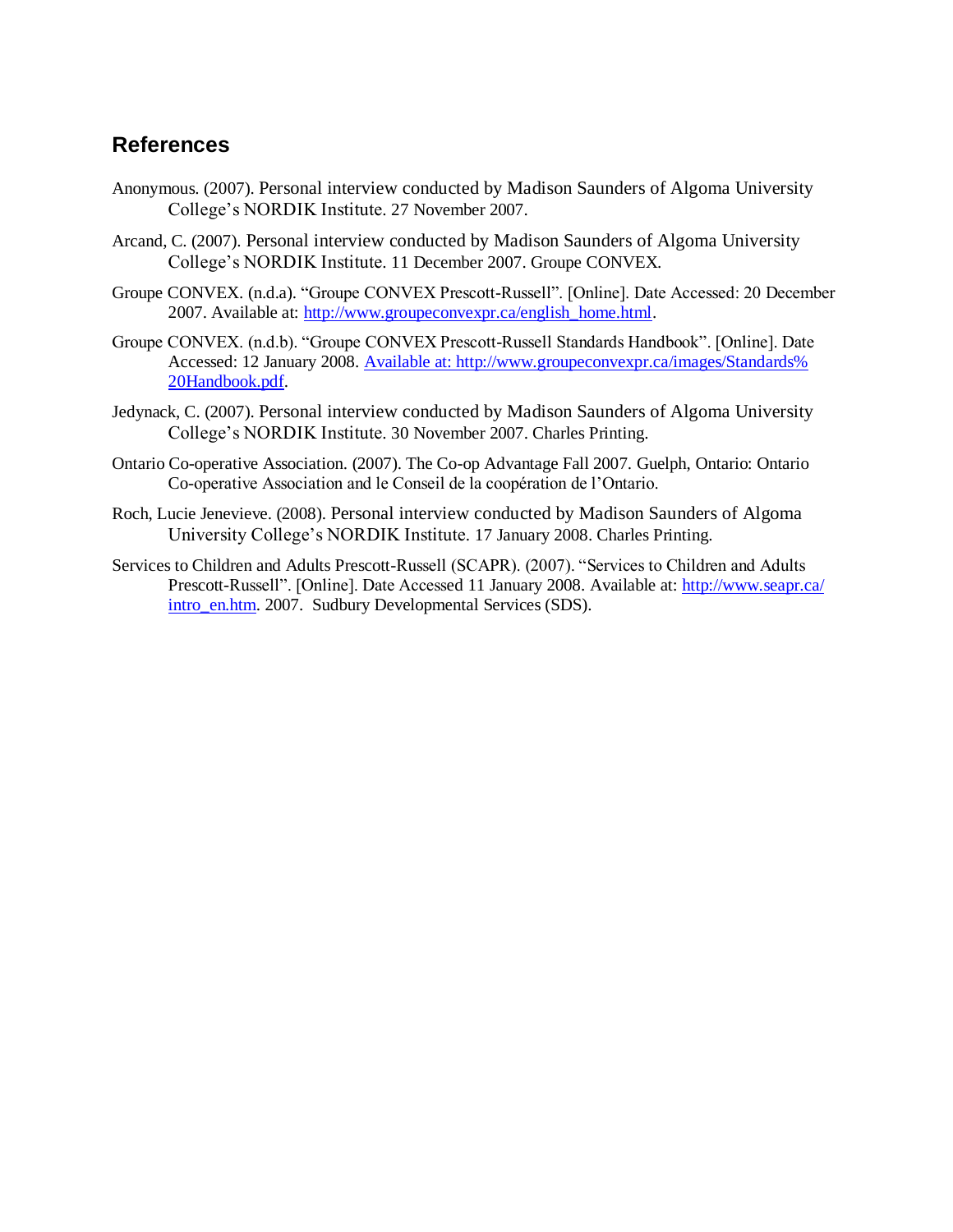## References

Anonymous. (2007). Personal interview conducted by Madison Saunders of Algoma University College's NORDIK Institute. 27 November 2007.

Arcand, C. (2007). Personal interview conducted by Madison Saunders of Algoma University College's NORDIK Institute. 11 December 2007. Groupe CONVEX.

Groupe CONVEX. (n.d.a). "Groupe CONVEX Prescott-Russell". [Online]. Date Accessed: 20 December 2007. Available at: http://www.groupeconvexpr.ca/english_home.html.

Groupe CONVEX. (n.d.b). "Groupe CONVEX Prescott-Russell Standards Handbook". [Online]. Date Accessed: 12 January 2008. Available at: http://www.groupeconvexpr.ca/images/Standards%20Handbook.pdf.

Jedynack, C. (2007). Personal interview conducted by Madison Saunders of Algoma University College's NORDIK Institute. 30 November 2007. Charles Printing.

Ontario Co-operative Association. (2007). The Co-op Advantage Fall 2007. Guelph, Ontario: Ontario Co-operative Association and le Conseil de la coopération de l'Ontario.

Roch, Lucie Jenevieve. (2008). Personal interview conducted by Madison Saunders of Algoma University College's NORDIK Institute. 17 January 2008. Charles Printing.

Services to Children and Adults Prescott-Russell (SCAPR). (2007). "Services to Children and Adults Prescott-Russell". [Online]. Date Accessed 11 January 2008. Available at: http://www.seapr.ca/intro_en.htm. 2007. Sudbury Developmental Services (SDS).